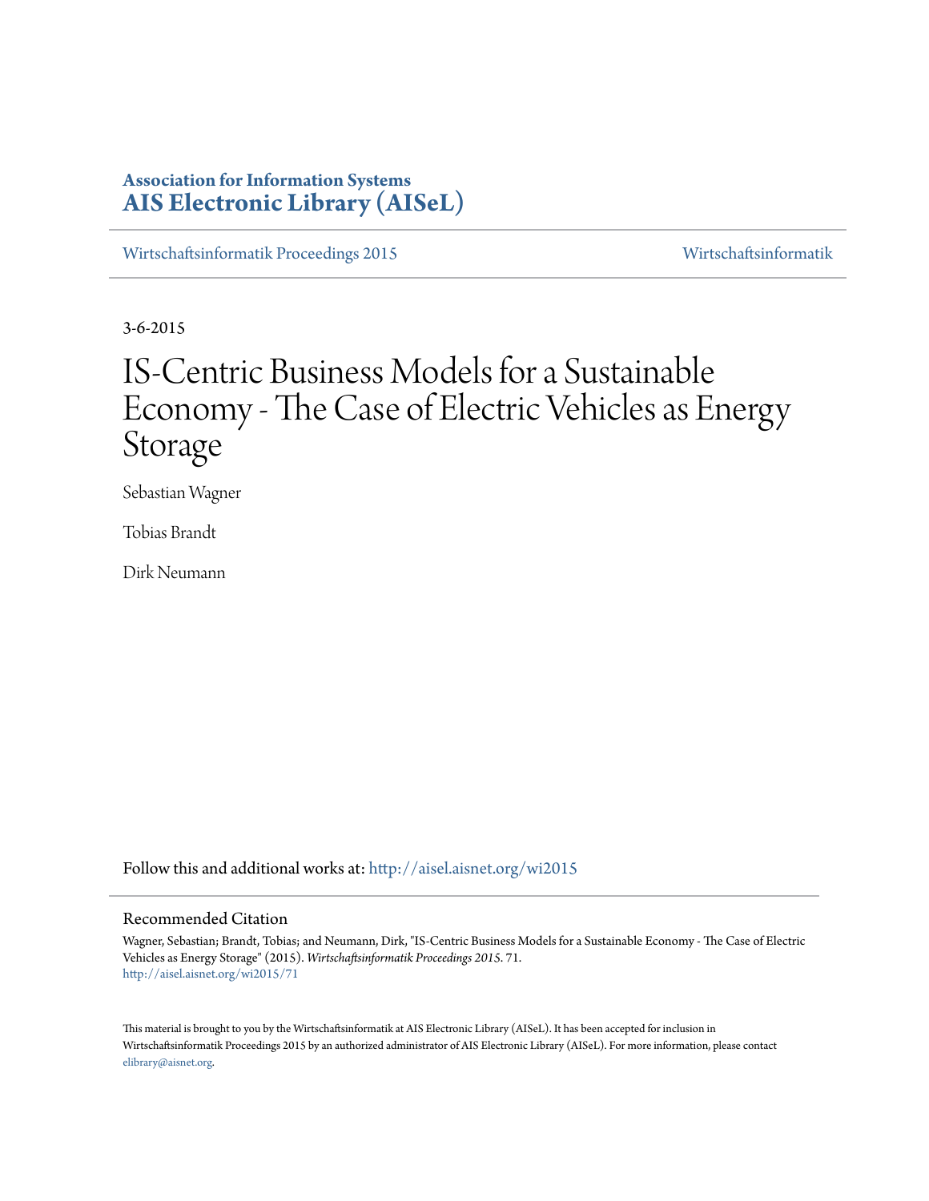**Association for Information Systems**
**AIS Electronic Library (AISeL)**

Wirtschaftsinformatik Proceedings 2015 — Wirtschaftsinformatik

3-6-2015

# IS-Centric Business Models for a Sustainable Economy - The Case of Electric Vehicles as Energy Storage

Sebastian Wagner

Tobias Brandt

Dirk Neumann

Follow this and additional works at: http://aisel.aisnet.org/wi2015

## Recommended Citation

Wagner, Sebastian; Brandt, Tobias; and Neumann, Dirk, "IS-Centric Business Models for a Sustainable Economy - The Case of Electric Vehicles as Energy Storage" (2015). *Wirtschaftsinformatik Proceedings 2015*. 71.
http://aisel.aisnet.org/wi2015/71

This material is brought to you by the Wirtschaftsinformatik at AIS Electronic Library (AISeL). It has been accepted for inclusion in Wirtschaftsinformatik Proceedings 2015 by an authorized administrator of AIS Electronic Library (AISeL). For more information, please contact elibrary@aisnet.org.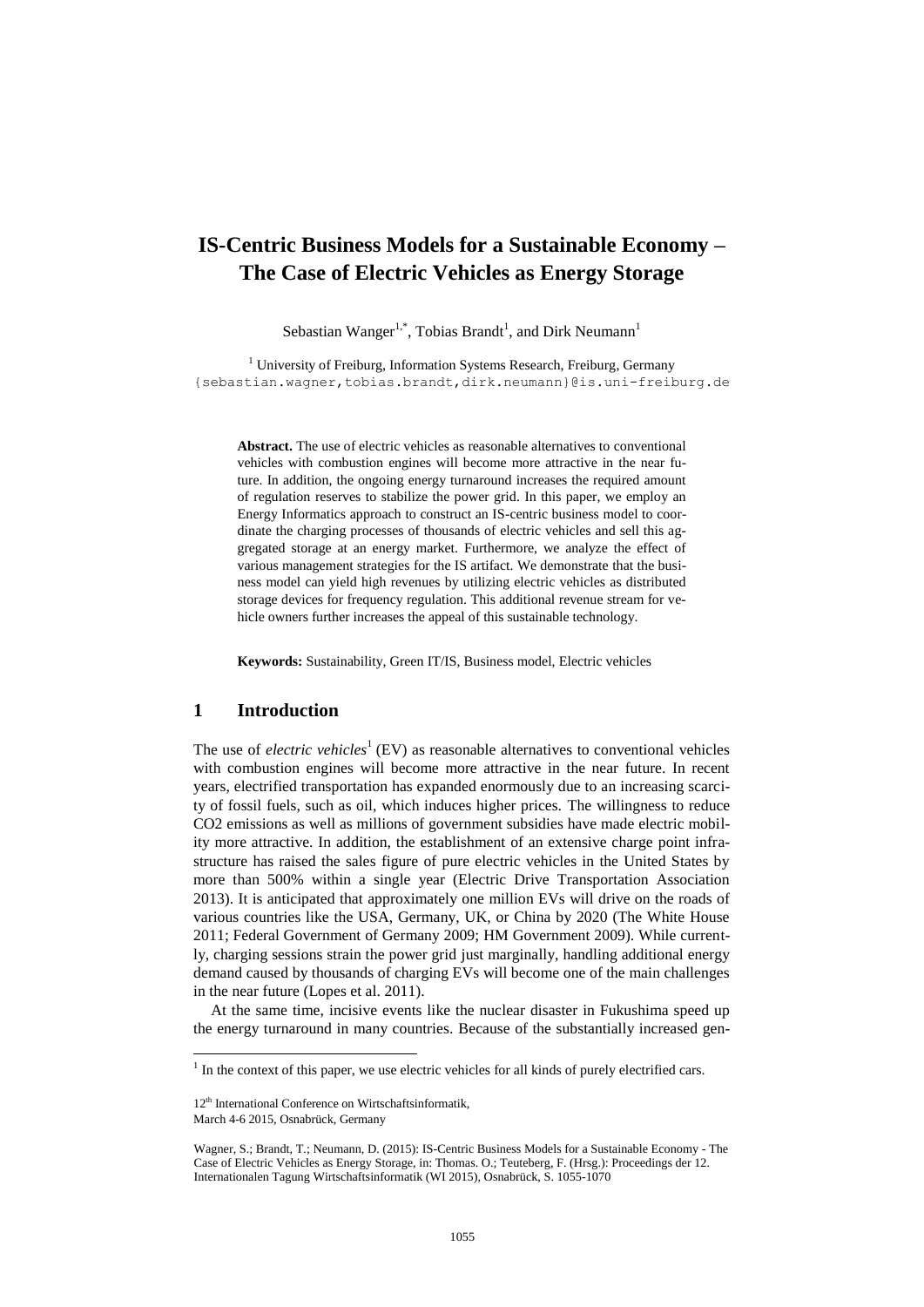# IS-Centric Business Models for a Sustainable Economy – The Case of Electric Vehicles as Energy Storage

Sebastian Wanger[1,*], Tobias Brandt[1], and Dirk Neumann[1]

[1] University of Freiburg, Information Systems Research, Freiburg, Germany
{sebastian.wagner,tobias.brandt,dirk.neumann}@is.uni-freiburg.de

**Abstract.** The use of electric vehicles as reasonable alternatives to conventional vehicles with combustion engines will become more attractive in the near future. In addition, the ongoing energy turnaround increases the required amount of regulation reserves to stabilize the power grid. In this paper, we employ an Energy Informatics approach to construct an IS-centric business model to coordinate the charging processes of thousands of electric vehicles and sell this aggregated storage at an energy market. Furthermore, we analyze the effect of various management strategies for the IS artifact. We demonstrate that the business model can yield high revenues by utilizing electric vehicles as distributed storage devices for frequency regulation. This additional revenue stream for vehicle owners further increases the appeal of this sustainable technology.

**Keywords:** Sustainability, Green IT/IS, Business model, Electric vehicles

## 1 Introduction

The use of *electric vehicles*[1] (EV) as reasonable alternatives to conventional vehicles with combustion engines will become more attractive in the near future. In recent years, electrified transportation has expanded enormously due to an increasing scarcity of fossil fuels, such as oil, which induces higher prices. The willingness to reduce CO2 emissions as well as millions of government subsidies have made electric mobility more attractive. In addition, the establishment of an extensive charge point infrastructure has raised the sales figure of pure electric vehicles in the United States by more than 500% within a single year (Electric Drive Transportation Association 2013). It is anticipated that approximately one million EVs will drive on the roads of various countries like the USA, Germany, UK, or China by 2020 (The White House 2011; Federal Government of Germany 2009; HM Government 2009). While currently, charging sessions strain the power grid just marginally, handling additional energy demand caused by thousands of charging EVs will become one of the main challenges in the near future (Lopes et al. 2011).

At the same time, incisive events like the nuclear disaster in Fukushima speed up the energy turnaround in many countries. Because of the substantially increased gen-

[1] In the context of this paper, we use electric vehicles for all kinds of purely electrified cars.

12th International Conference on Wirtschaftsinformatik,
March 4-6 2015, Osnabrück, Germany

Wagner, S.; Brandt, T.; Neumann, D. (2015): IS-Centric Business Models for a Sustainable Economy - The Case of Electric Vehicles as Energy Storage, in: Thomas. O.; Teuteberg, F. (Hrsg.): Proceedings der 12. Internationalen Tagung Wirtschaftsinformatik (WI 2015), Osnabrück, S. 1055-1070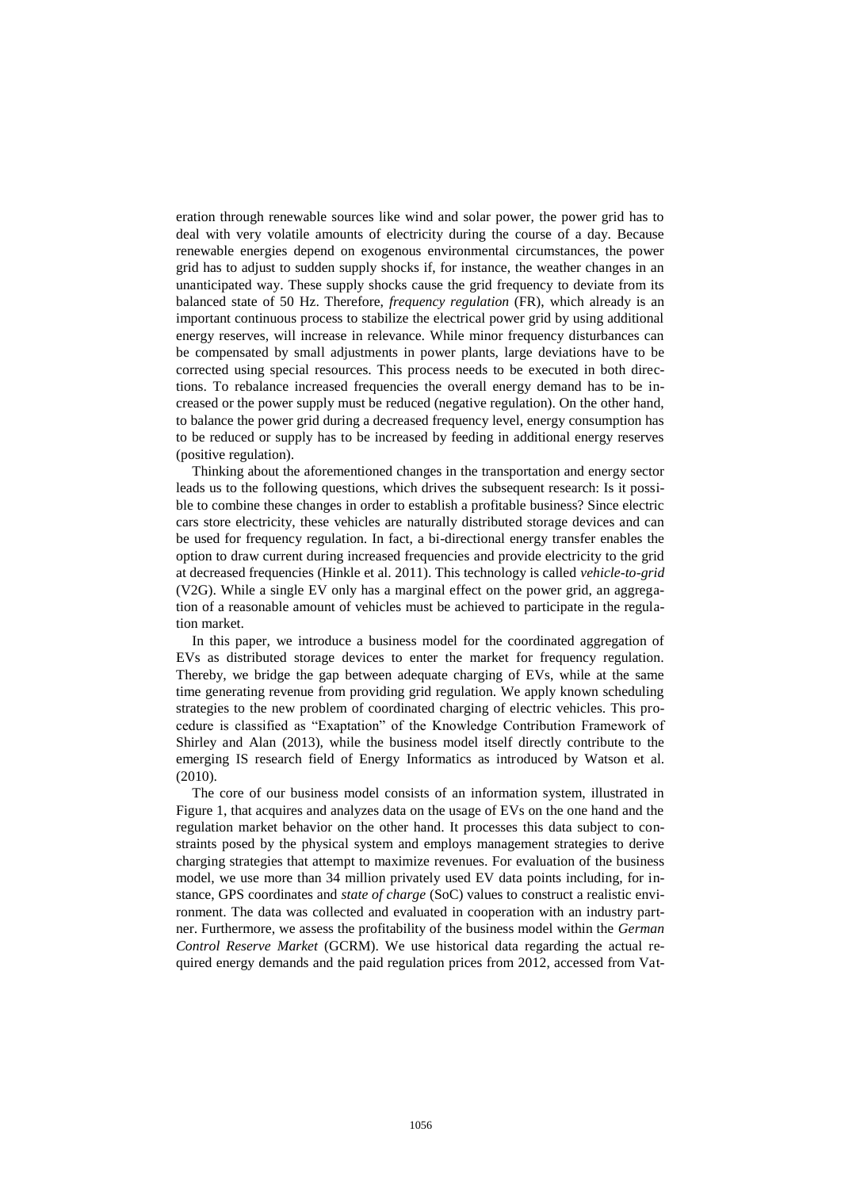eration through renewable sources like wind and solar power, the power grid has to deal with very volatile amounts of electricity during the course of a day. Because renewable energies depend on exogenous environmental circumstances, the power grid has to adjust to sudden supply shocks if, for instance, the weather changes in an unanticipated way. These supply shocks cause the grid frequency to deviate from its balanced state of 50 Hz. Therefore, *frequency regulation* (FR), which already is an important continuous process to stabilize the electrical power grid by using additional energy reserves, will increase in relevance. While minor frequency disturbances can be compensated by small adjustments in power plants, large deviations have to be corrected using special resources. This process needs to be executed in both directions. To rebalance increased frequencies the overall energy demand has to be increased or the power supply must be reduced (negative regulation). On the other hand, to balance the power grid during a decreased frequency level, energy consumption has to be reduced or supply has to be increased by feeding in additional energy reserves (positive regulation).

Thinking about the aforementioned changes in the transportation and energy sector leads us to the following questions, which drives the subsequent research: Is it possible to combine these changes in order to establish a profitable business? Since electric cars store electricity, these vehicles are naturally distributed storage devices and can be used for frequency regulation. In fact, a bi-directional energy transfer enables the option to draw current during increased frequencies and provide electricity to the grid at decreased frequencies (Hinkle et al. 2011). This technology is called *vehicle-to-grid* (V2G). While a single EV only has a marginal effect on the power grid, an aggregation of a reasonable amount of vehicles must be achieved to participate in the regulation market.

In this paper, we introduce a business model for the coordinated aggregation of EVs as distributed storage devices to enter the market for frequency regulation. Thereby, we bridge the gap between adequate charging of EVs, while at the same time generating revenue from providing grid regulation. We apply known scheduling strategies to the new problem of coordinated charging of electric vehicles. This procedure is classified as "Exaptation" of the Knowledge Contribution Framework of Shirley and Alan (2013), while the business model itself directly contribute to the emerging IS research field of Energy Informatics as introduced by Watson et al. (2010).

The core of our business model consists of an information system, illustrated in Figure 1, that acquires and analyzes data on the usage of EVs on the one hand and the regulation market behavior on the other hand. It processes this data subject to constraints posed by the physical system and employs management strategies to derive charging strategies that attempt to maximize revenues. For evaluation of the business model, we use more than 34 million privately used EV data points including, for instance, GPS coordinates and *state of charge* (SoC) values to construct a realistic environment. The data was collected and evaluated in cooperation with an industry partner. Furthermore, we assess the profitability of the business model within the *German Control Reserve Market* (GCRM). We use historical data regarding the actual required energy demands and the paid regulation prices from 2012, accessed from Vat-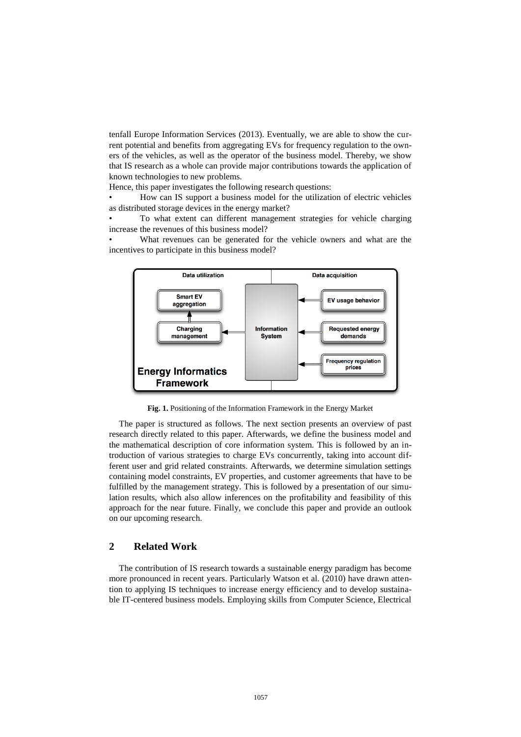tenfall Europe Information Services (2013). Eventually, we are able to show the current potential and benefits from aggregating EVs for frequency regulation to the owners of the vehicles, as well as the operator of the business model. Thereby, we show that IS research as a whole can provide major contributions towards the application of known technologies to new problems.

Hence, this paper investigates the following research questions:

- How can IS support a business model for the utilization of electric vehicles as distributed storage devices in the energy market?
- To what extent can different management strategies for vehicle charging increase the revenues of this business model?
- What revenues can be generated for the vehicle owners and what are the incentives to participate in this business model?

**Fig. 1.** Positioning of the Information Framework in the Energy Market

The paper is structured as follows. The next section presents an overview of past research directly related to this paper. Afterwards, we define the business model and the mathematical description of core information system. This is followed by an introduction of various strategies to charge EVs concurrently, taking into account different user and grid related constraints. Afterwards, we determine simulation settings containing model constraints, EV properties, and customer agreements that have to be fulfilled by the management strategy. This is followed by a presentation of our simulation results, which also allow inferences on the profitability and feasibility of this approach for the near future. Finally, we conclude this paper and provide an outlook on our upcoming research.

## 2 Related Work

The contribution of IS research towards a sustainable energy paradigm has become more pronounced in recent years. Particularly Watson et al. (2010) have drawn attention to applying IS techniques to increase energy efficiency and to develop sustainable IT-centered business models. Employing skills from Computer Science, Electrical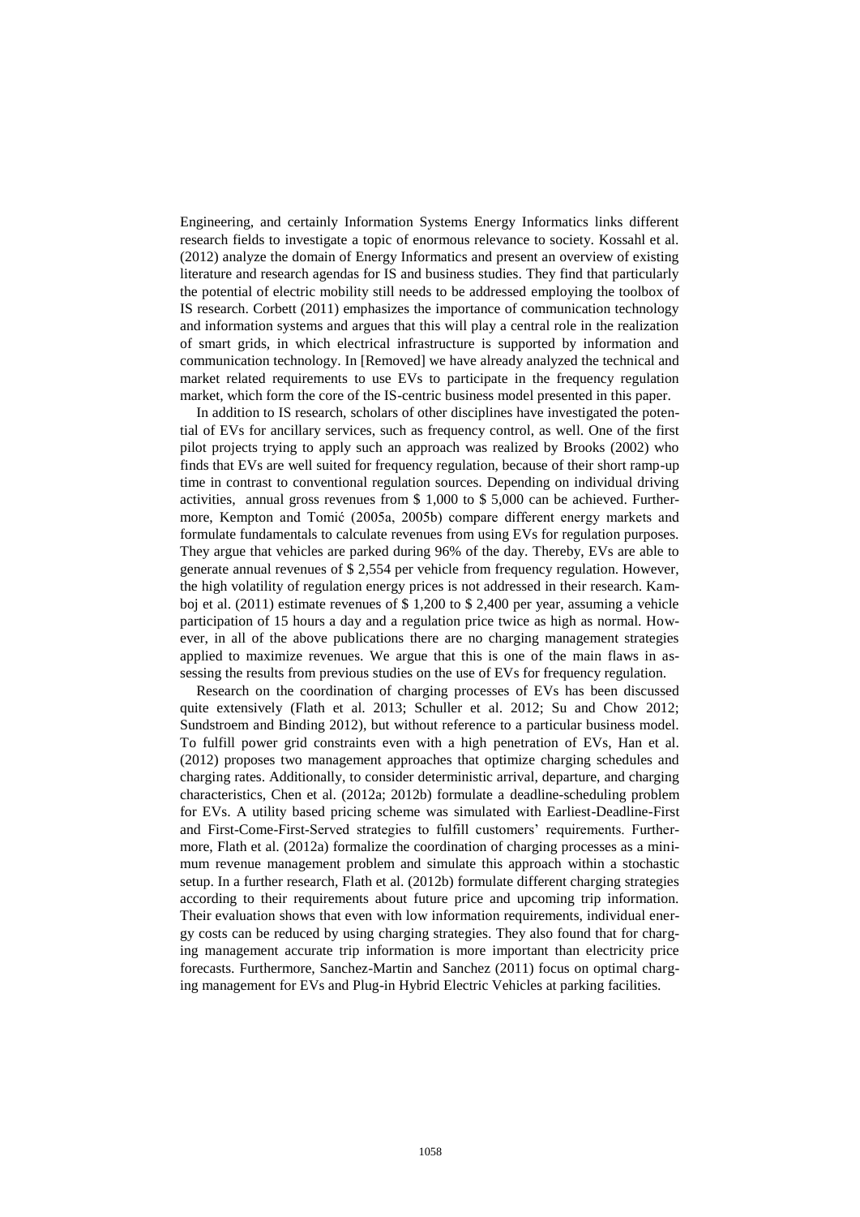Engineering, and certainly Information Systems Energy Informatics links different research fields to investigate a topic of enormous relevance to society. Kossahl et al. (2012) analyze the domain of Energy Informatics and present an overview of existing literature and research agendas for IS and business studies. They find that particularly the potential of electric mobility still needs to be addressed employing the toolbox of IS research. Corbett (2011) emphasizes the importance of communication technology and information systems and argues that this will play a central role in the realization of smart grids, in which electrical infrastructure is supported by information and communication technology. In [Removed] we have already analyzed the technical and market related requirements to use EVs to participate in the frequency regulation market, which form the core of the IS-centric business model presented in this paper.

In addition to IS research, scholars of other disciplines have investigated the potential of EVs for ancillary services, such as frequency control, as well. One of the first pilot projects trying to apply such an approach was realized by Brooks (2002) who finds that EVs are well suited for frequency regulation, because of their short ramp-up time in contrast to conventional regulation sources. Depending on individual driving activities, annual gross revenues from $ 1,000 to $ 5,000 can be achieved. Furthermore, Kempton and Tomić (2005a, 2005b) compare different energy markets and formulate fundamentals to calculate revenues from using EVs for regulation purposes. They argue that vehicles are parked during 96% of the day. Thereby, EVs are able to generate annual revenues of $ 2,554 per vehicle from frequency regulation. However, the high volatility of regulation energy prices is not addressed in their research. Kamboj et al. (2011) estimate revenues of $ 1,200 to $ 2,400 per year, assuming a vehicle participation of 15 hours a day and a regulation price twice as high as normal. However, in all of the above publications there are no charging management strategies applied to maximize revenues. We argue that this is one of the main flaws in assessing the results from previous studies on the use of EVs for frequency regulation.

Research on the coordination of charging processes of EVs has been discussed quite extensively (Flath et al. 2013; Schuller et al. 2012; Su and Chow 2012; Sundstroem and Binding 2012), but without reference to a particular business model. To fulfill power grid constraints even with a high penetration of EVs, Han et al. (2012) proposes two management approaches that optimize charging schedules and charging rates. Additionally, to consider deterministic arrival, departure, and charging characteristics, Chen et al. (2012a; 2012b) formulate a deadline-scheduling problem for EVs. A utility based pricing scheme was simulated with Earliest-Deadline-First and First-Come-First-Served strategies to fulfill customers' requirements. Furthermore, Flath et al. (2012a) formalize the coordination of charging processes as a minimum revenue management problem and simulate this approach within a stochastic setup. In a further research, Flath et al. (2012b) formulate different charging strategies according to their requirements about future price and upcoming trip information. Their evaluation shows that even with low information requirements, individual energy costs can be reduced by using charging strategies. They also found that for charging management accurate trip information is more important than electricity price forecasts. Furthermore, Sanchez-Martin and Sanchez (2011) focus on optimal charging management for EVs and Plug-in Hybrid Electric Vehicles at parking facilities.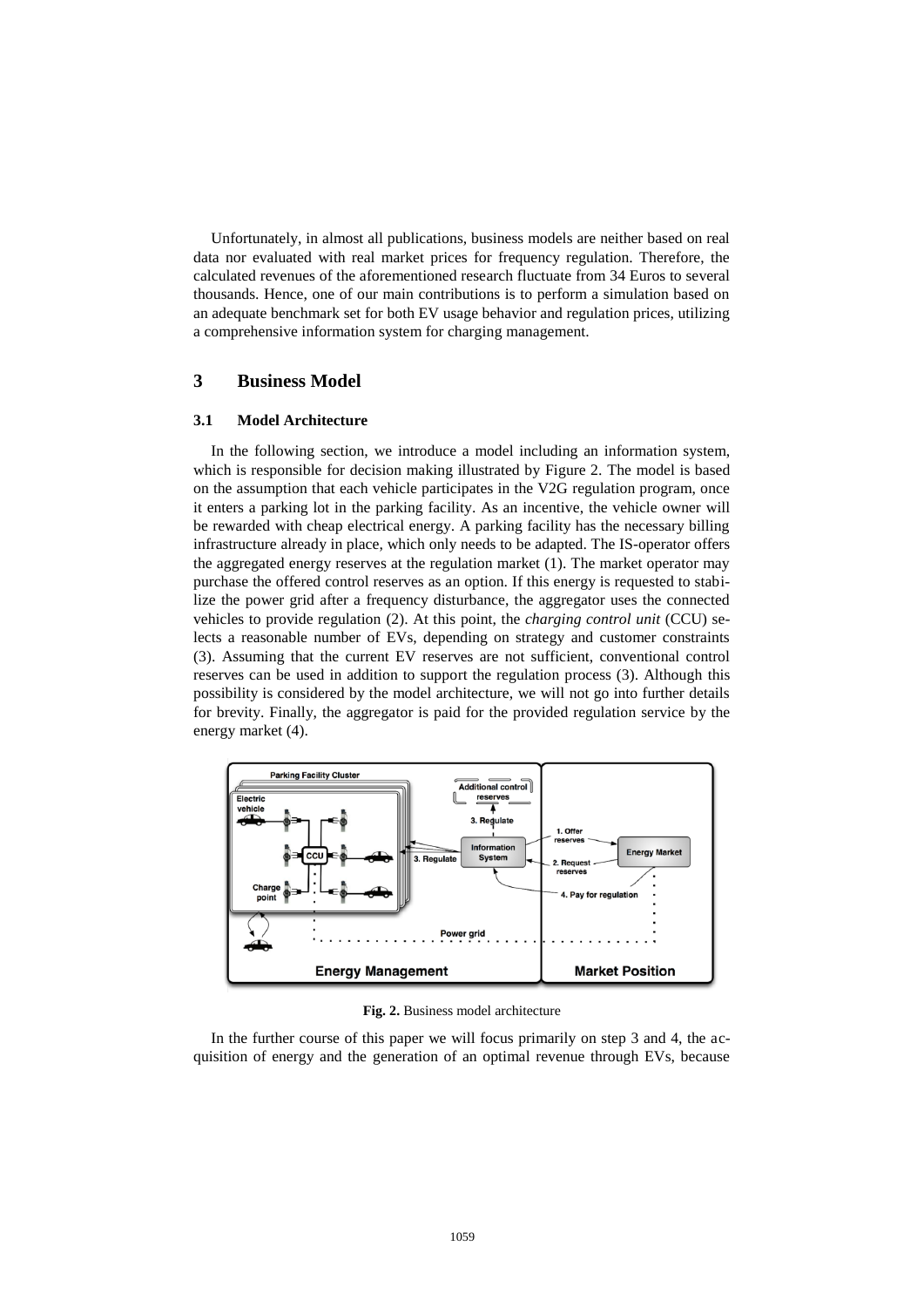Unfortunately, in almost all publications, business models are neither based on real data nor evaluated with real market prices for frequency regulation. Therefore, the calculated revenues of the aforementioned research fluctuate from 34 Euros to several thousands. Hence, one of our main contributions is to perform a simulation based on an adequate benchmark set for both EV usage behavior and regulation prices, utilizing a comprehensive information system for charging management.

## 3 Business Model

### 3.1 Model Architecture

In the following section, we introduce a model including an information system, which is responsible for decision making illustrated by Figure 2. The model is based on the assumption that each vehicle participates in the V2G regulation program, once it enters a parking lot in the parking facility. As an incentive, the vehicle owner will be rewarded with cheap electrical energy. A parking facility has the necessary billing infrastructure already in place, which only needs to be adapted. The IS-operator offers the aggregated energy reserves at the regulation market (1). The market operator may purchase the offered control reserves as an option. If this energy is requested to stabilize the power grid after a frequency disturbance, the aggregator uses the connected vehicles to provide regulation (2). At this point, the *charging control unit* (CCU) selects a reasonable number of EVs, depending on strategy and customer constraints (3). Assuming that the current EV reserves are not sufficient, conventional control reserves can be used in addition to support the regulation process (3). Although this possibility is considered by the model architecture, we will not go into further details for brevity. Finally, the aggregator is paid for the provided regulation service by the energy market (4).

**Fig. 2.** Business model architecture

In the further course of this paper we will focus primarily on step 3 and 4, the acquisition of energy and the generation of an optimal revenue through EVs, because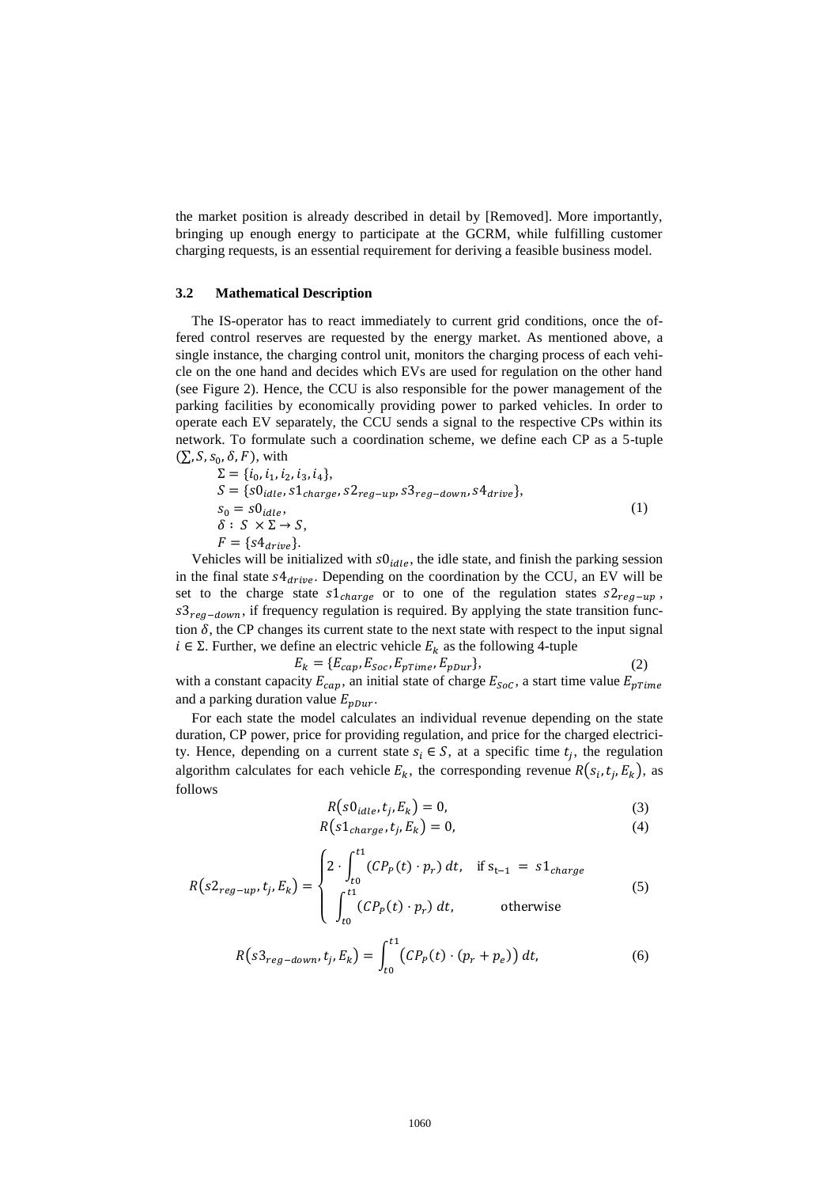the market position is already described in detail by [Removed]. More importantly, bringing up enough energy to participate at the GCRM, while fulfilling customer charging requests, is an essential requirement for deriving a feasible business model.

### 3.2 Mathematical Description

The IS-operator has to react immediately to current grid conditions, once the offered control reserves are requested by the energy market. As mentioned above, a single instance, the charging control unit, monitors the charging process of each vehicle on the one hand and decides which EVs are used for regulation on the other hand (see Figure 2). Hence, the CCU is also responsible for the power management of the parking facilities by economically providing power to parked vehicles. In order to operate each EV separately, the CCU sends a signal to the respective CPs within its network. To formulate such a coordination scheme, we define each CP as a 5-tuple $(\sum, S, s_0, \delta, F)$, with

$$
\begin{aligned}
&\Sigma = \{i_0, i_1, i_2, i_3, i_4\},\\
&S = \{s0_{idle}, s1_{charge}, s2_{reg-up}, s3_{reg-down}, s4_{drive}\},\\
&s_0 = s0_{idle},\\
&\delta : S \times \Sigma \rightarrow S,\\
&F = \{s4_{drive}\}.
\end{aligned}
\tag{1}
$$

Vehicles will be initialized with $s0_{idle}$, the idle state, and finish the parking session in the final state $s4_{drive}$. Depending on the coordination by the CCU, an EV will be set to the charge state $s1_{charge}$ or to one of the regulation states $s2_{reg-up}$, $s3_{reg-down}$, if frequency regulation is required. By applying the state transition function $\delta$, the CP changes its current state to the next state with respect to the input signal $i \in \Sigma$. Further, we define an electric vehicle $E_k$ as the following 4-tuple

$$E_k = \{E_{cap}, E_{Soc}, E_{pTime}, E_{pDur}\}, \tag{2}$$

with a constant capacity $E_{cap}$, an initial state of charge $E_{SoC}$, a start time value $E_{pTime}$ and a parking duration value $E_{pDur}$.

For each state the model calculates an individual revenue depending on the state duration, CP power, price for providing regulation, and price for the charged electricity. Hence, depending on a current state $s_i \in S$, at a specific time $t_j$, the regulation algorithm calculates for each vehicle $E_k$, the corresponding revenue $R(s_i, t_j, E_k)$, as follows

$$R(s0_{idle}, t_j, E_k) = 0, \tag{3}$$

$$R(s1_{charge}, t_j, E_k) = 0, \tag{4}$$

$$R(s2_{reg-up}, t_j, E_k) = \begin{cases} 2 \cdot \int_{t0}^{t1} (CP_P(t) \cdot p_r)\, dt, & \text{if } s_{t-1} = s1_{charge} \\ \int_{t0}^{t1} (CP_P(t) \cdot p_r)\, dt, & \text{otherwise} \end{cases} \tag{5}$$

$$R(s3_{reg-down}, t_j, E_k) = \int_{t0}^{t1} \left(CP_P(t) \cdot (p_r + p_e)\right) dt, \tag{6}$$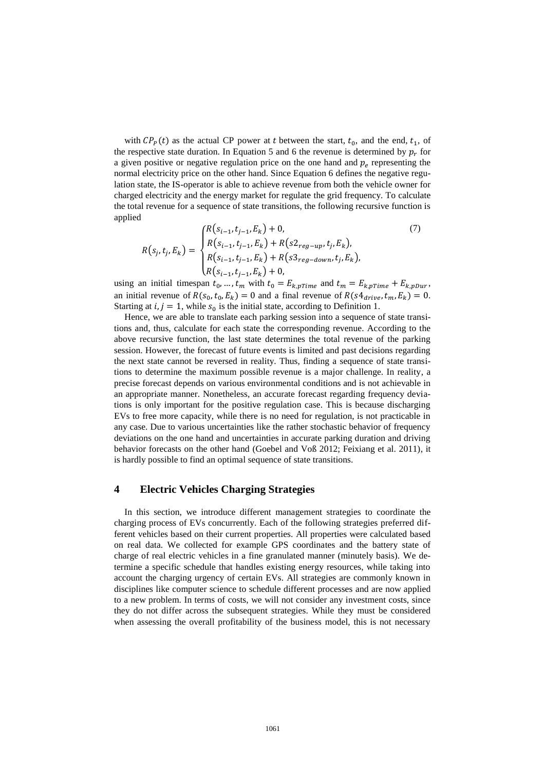with $CP_P(t)$ as the actual CP power at $t$ between the start, $t_0$, and the end, $t_1$, of the respective state duration. In Equation 5 and 6 the revenue is determined by $p_r$ for a given positive or negative regulation price on the one hand and $p_e$ representing the normal electricity price on the other hand. Since Equation 6 defines the negative regulation state, the IS-operator is able to achieve revenue from both the vehicle owner for charged electricity and the energy market for regulate the grid frequency. To calculate the total revenue for a sequence of state transitions, the following recursive function is applied

$$R(s_j, t_j, E_k) = \begin{cases} R(s_{i-1}, t_{j-1}, E_k) + 0, \\ R(s_{i-1}, t_{j-1}, E_k) + R(s2_{reg-up}, t_j, E_k), \\ R(s_{i-1}, t_{j-1}, E_k) + R(s3_{reg-down}, t_j, E_k), \\ R(s_{i-1}, t_{j-1}, E_k) + 0, \end{cases} \tag{7}$$

using an initial timespan $t_0, \ldots, t_m$ with $t_0 = E_{k,pTime}$ and $t_m = E_{k,pTime} + E_{k,pDur}$, an initial revenue of $R(s_0, t_0, E_k) = 0$ and a final revenue of $R(s4_{drive}, t_m, E_k) = 0$. Starting at $i, j = 1$, while $s_0$ is the initial state, according to Definition 1.

Hence, we are able to translate each parking session into a sequence of state transitions and, thus, calculate for each state the corresponding revenue. According to the above recursive function, the last state determines the total revenue of the parking session. However, the forecast of future events is limited and past decisions regarding the next state cannot be reversed in reality. Thus, finding a sequence of state transitions to determine the maximum possible revenue is a major challenge. In reality, a precise forecast depends on various environmental conditions and is not achievable in an appropriate manner. Nonetheless, an accurate forecast regarding frequency deviations is only important for the positive regulation case. This is because discharging EVs to free more capacity, while there is no need for regulation, is not practicable in any case. Due to various uncertainties like the rather stochastic behavior of frequency deviations on the one hand and uncertainties in accurate parking duration and driving behavior forecasts on the other hand (Goebel and Voß 2012; Feixiang et al. 2011), it is hardly possible to find an optimal sequence of state transitions.

## 4 Electric Vehicles Charging Strategies

In this section, we introduce different management strategies to coordinate the charging process of EVs concurrently. Each of the following strategies preferred different vehicles based on their current properties. All properties were calculated based on real data. We collected for example GPS coordinates and the battery state of charge of real electric vehicles in a fine granulated manner (minutely basis). We determine a specific schedule that handles existing energy resources, while taking into account the charging urgency of certain EVs. All strategies are commonly known in disciplines like computer science to schedule different processes and are now applied to a new problem. In terms of costs, we will not consider any investment costs, since they do not differ across the subsequent strategies. While they must be considered when assessing the overall profitability of the business model, this is not necessary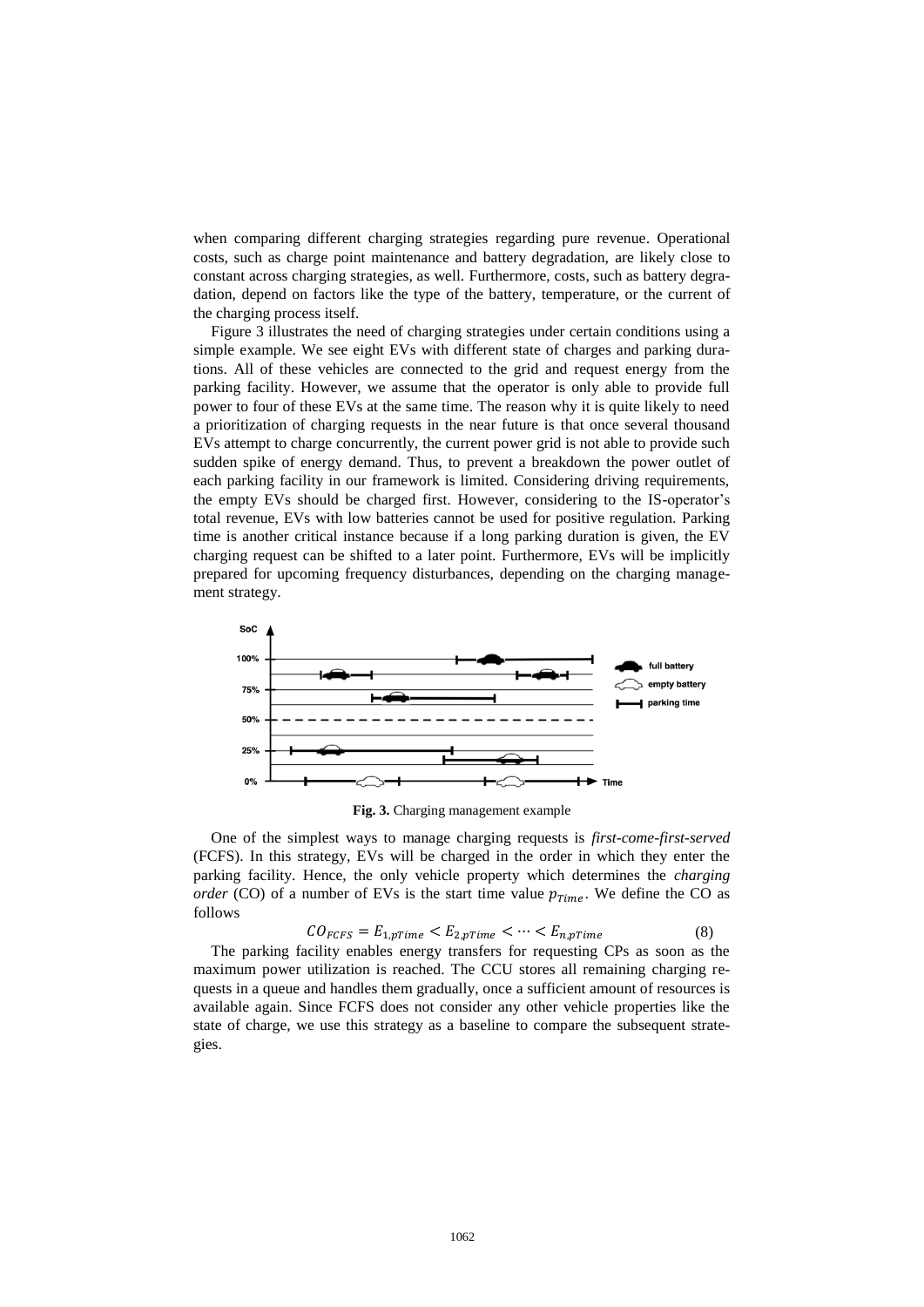when comparing different charging strategies regarding pure revenue. Operational costs, such as charge point maintenance and battery degradation, are likely close to constant across charging strategies, as well. Furthermore, costs, such as battery degradation, depend on factors like the type of the battery, temperature, or the current of the charging process itself.

Figure 3 illustrates the need of charging strategies under certain conditions using a simple example. We see eight EVs with different state of charges and parking durations. All of these vehicles are connected to the grid and request energy from the parking facility. However, we assume that the operator is only able to provide full power to four of these EVs at the same time. The reason why it is quite likely to need a prioritization of charging requests in the near future is that once several thousand EVs attempt to charge concurrently, the current power grid is not able to provide such sudden spike of energy demand. Thus, to prevent a breakdown the power outlet of each parking facility in our framework is limited. Considering driving requirements, the empty EVs should be charged first. However, considering to the IS-operator's total revenue, EVs with low batteries cannot be used for positive regulation. Parking time is another critical instance because if a long parking duration is given, the EV charging request can be shifted to a later point. Furthermore, EVs will be implicitly prepared for upcoming frequency disturbances, depending on the charging management strategy.

**Fig. 3.** Charging management example

One of the simplest ways to manage charging requests is *first-come-first-served* (FCFS). In this strategy, EVs will be charged in the order in which they enter the parking facility. Hence, the only vehicle property which determines the *charging order* (CO) of a number of EVs is the start time value $p_{Time}$. We define the CO as follows

$$CO_{FCFS} = E_{1,pTime} < E_{2,pTime} < \cdots < E_{n,pTime} \qquad (8)$$

The parking facility enables energy transfers for requesting CPs as soon as the maximum power utilization is reached. The CCU stores all remaining charging requests in a queue and handles them gradually, once a sufficient amount of resources is available again. Since FCFS does not consider any other vehicle properties like the state of charge, we use this strategy as a baseline to compare the subsequent strategies.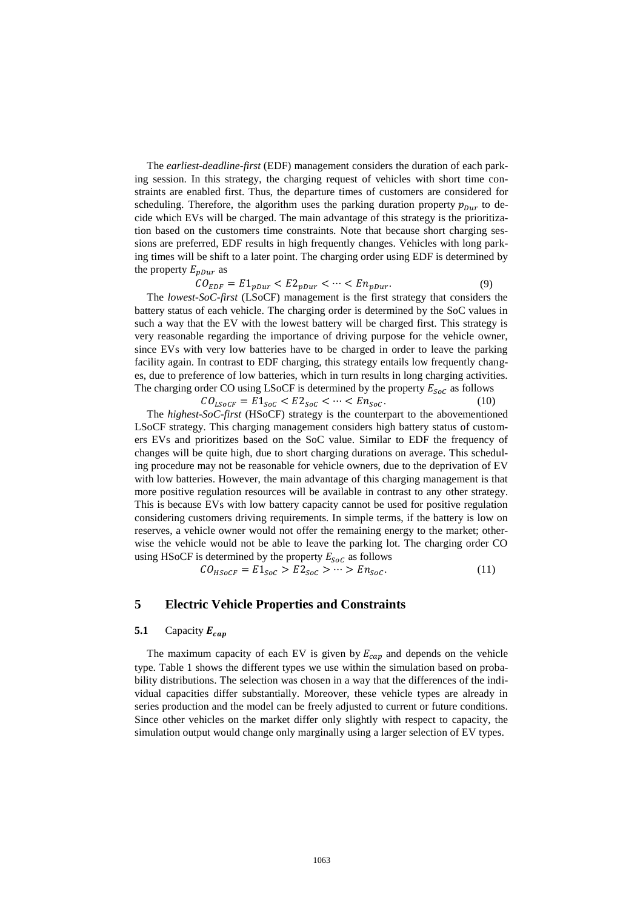The *earliest-deadline-first* (EDF) management considers the duration of each parking session. In this strategy, the charging request of vehicles with short time constraints are enabled first. Thus, the departure times of customers are considered for scheduling. Therefore, the algorithm uses the parking duration property $p_{Dur}$ to decide which EVs will be charged. The main advantage of this strategy is the prioritization based on the customers time constraints. Note that because short charging sessions are preferred, EDF results in high frequently changes. Vehicles with long parking times will be shift to a later point. The charging order using EDF is determined by the property $E_{pDur}$ as

$$CO_{EDF} = E1_{pDur} < E2_{pDur} < \cdots < En_{pDur}. \tag{9}$$

The *lowest-SoC-first* (LSoCF) management is the first strategy that considers the battery status of each vehicle. The charging order is determined by the SoC values in such a way that the EV with the lowest battery will be charged first. This strategy is very reasonable regarding the importance of driving purpose for the vehicle owner, since EVs with very low batteries have to be charged in order to leave the parking facility again. In contrast to EDF charging, this strategy entails low frequently changes, due to preference of low batteries, which in turn results in long charging activities. The charging order CO using LSoCF is determined by the property $E_{SoC}$ as follows

$$CO_{LSoCF} = E1_{SoC} < E2_{SoC} < \cdots < En_{SoC}. \tag{10}$$

The *highest-SoC-first* (HSoCF) strategy is the counterpart to the abovementioned LSoCF strategy. This charging management considers high battery status of customers EVs and prioritizes based on the SoC value. Similar to EDF the frequency of changes will be quite high, due to short charging durations on average. This scheduling procedure may not be reasonable for vehicle owners, due to the deprivation of EV with low batteries. However, the main advantage of this charging management is that more positive regulation resources will be available in contrast to any other strategy. This is because EVs with low battery capacity cannot be used for positive regulation considering customers driving requirements. In simple terms, if the battery is low on reserves, a vehicle owner would not offer the remaining energy to the market; otherwise the vehicle would not be able to leave the parking lot. The charging order CO using HSoCF is determined by the property $E_{SoC}$ as follows

$$CO_{HSoCF} = E1_{SoC} > E2_{SoC} > \cdots > En_{SoC}. \tag{11}$$

# 5 Electric Vehicle Properties and Constraints

## 5.1 Capacity $E_{cap}$

The maximum capacity of each EV is given by $E_{cap}$ and depends on the vehicle type. Table 1 shows the different types we use within the simulation based on probability distributions. The selection was chosen in a way that the differences of the individual capacities differ substantially. Moreover, these vehicle types are already in series production and the model can be freely adjusted to current or future conditions. Since other vehicles on the market differ only slightly with respect to capacity, the simulation output would change only marginally using a larger selection of EV types.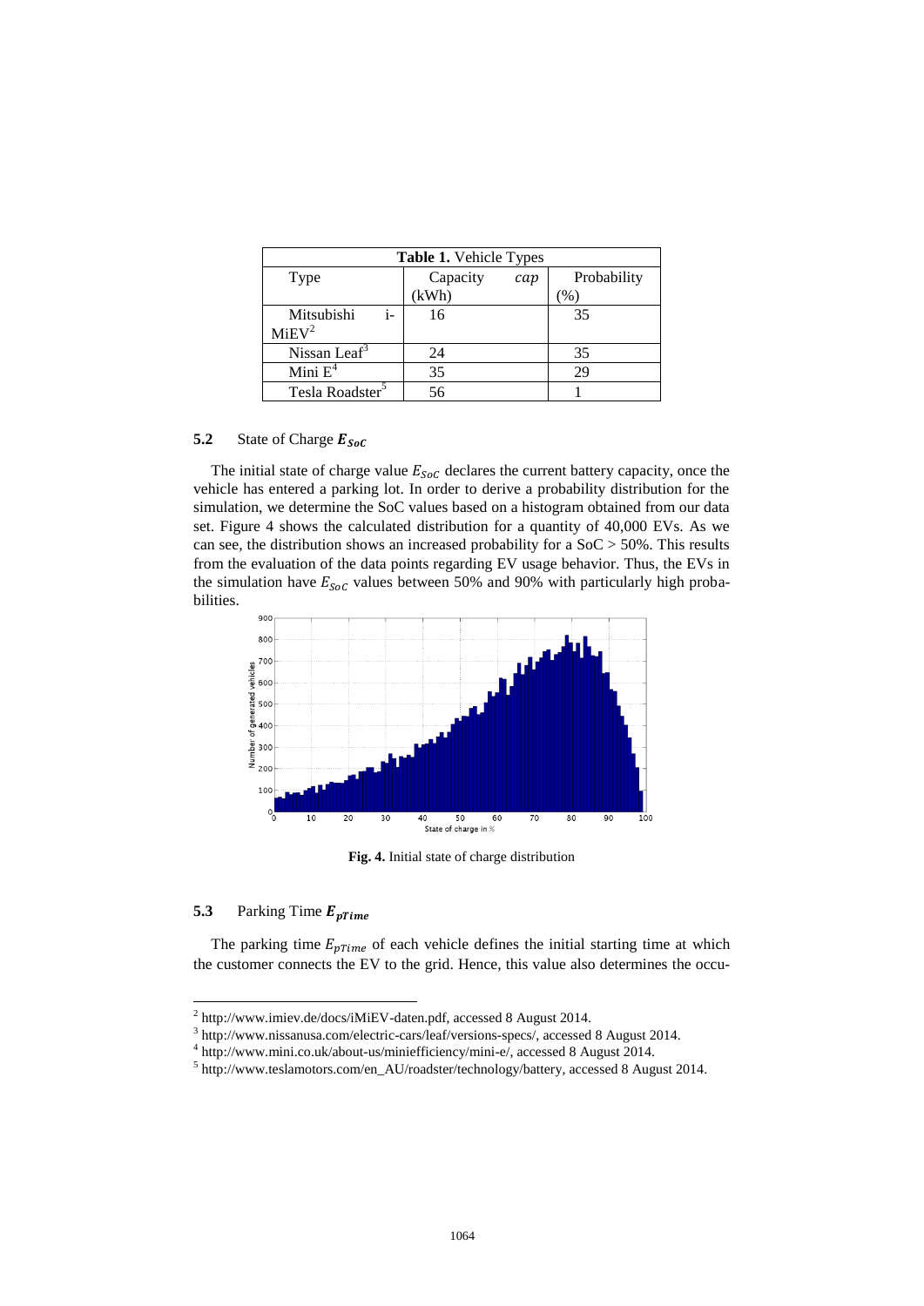**Table 1.** Vehicle Types

| Type | Capacity $cap$ (kWh) | Probability (%) |
|---|---|---|
| Mitsubishi i-MiEV[2] | 16 | 35 |
| Nissan Leaf[3] | 24 | 35 |
| Mini E[4] | 35 | 29 |
| Tesla Roadster[5] | 56 | 1 |

### 5.2 State of Charge $E_{SoC}$

The initial state of charge value $E_{SoC}$ declares the current battery capacity, once the vehicle has entered a parking lot. In order to derive a probability distribution for the simulation, we determine the SoC values based on a histogram obtained from our data set. Figure 4 shows the calculated distribution for a quantity of 40,000 EVs. As we can see, the distribution shows an increased probability for a SoC > 50%. This results from the evaluation of the data points regarding EV usage behavior. Thus, the EVs in the simulation have $E_{SoC}$ values between 50% and 90% with particularly high probabilities.

**Fig. 4.** Initial state of charge distribution

### 5.3 Parking Time $E_{pTime}$

The parking time $E_{pTime}$ of each vehicle defines the initial starting time at which the customer connects the EV to the grid. Hence, this value also determines the occu-

---

[2] http://www.imiev.de/docs/iMiEV-daten.pdf, accessed 8 August 2014.

[3] http://www.nissanusa.com/electric-cars/leaf/versions-specs/, accessed 8 August 2014.

[4] http://www.mini.co.uk/about-us/miniefficiency/mini-e/, accessed 8 August 2014.

[5] http://www.teslamotors.com/en_AU/roadster/technology/battery, accessed 8 August 2014.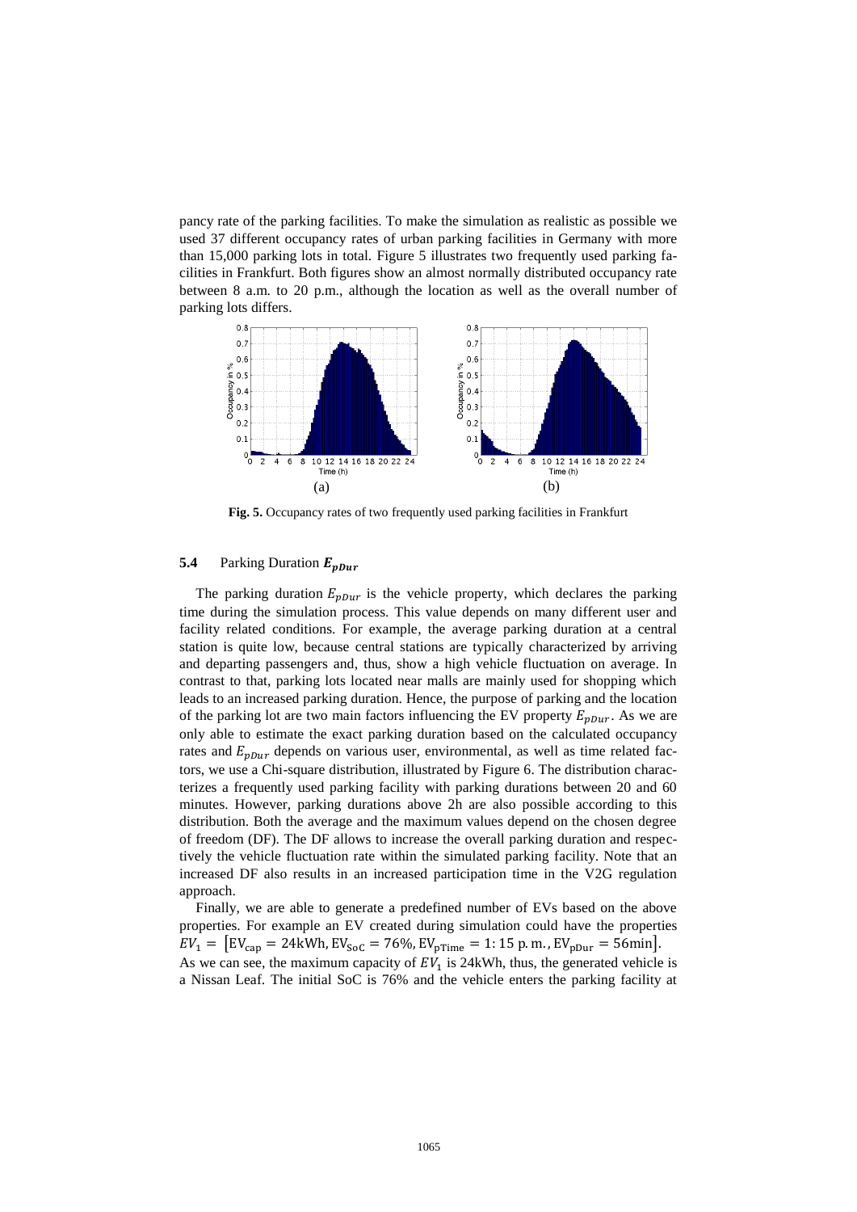pancy rate of the parking facilities. To make the simulation as realistic as possible we used 37 different occupancy rates of urban parking facilities in Germany with more than 15,000 parking lots in total. Figure 5 illustrates two frequently used parking facilities in Frankfurt. Both figures show an almost normally distributed occupancy rate between 8 a.m. to 20 p.m., although the location as well as the overall number of parking lots differs.

**Fig. 5.** Occupancy rates of two frequently used parking facilities in Frankfurt

### 5.4 Parking Duration $E_{pDur}$

The parking duration $E_{pDur}$ is the vehicle property, which declares the parking time during the simulation process. This value depends on many different user and facility related conditions. For example, the average parking duration at a central station is quite low, because central stations are typically characterized by arriving and departing passengers and, thus, show a high vehicle fluctuation on average. In contrast to that, parking lots located near malls are mainly used for shopping which leads to an increased parking duration. Hence, the purpose of parking and the location of the parking lot are two main factors influencing the EV property $E_{pDur}$. As we are only able to estimate the exact parking duration based on the calculated occupancy rates and $E_{pDur}$ depends on various user, environmental, as well as time related factors, we use a Chi-square distribution, illustrated by Figure 6. The distribution characterizes a frequently used parking facility with parking durations between 20 and 60 minutes. However, parking durations above 2h are also possible according to this distribution. Both the average and the maximum values depend on the chosen degree of freedom (DF). The DF allows to increase the overall parking duration and respectively the vehicle fluctuation rate within the simulated parking facility. Note that an increased DF also results in an increased participation time in the V2G regulation approach.

Finally, we are able to generate a predefined number of EVs based on the above properties. For example an EV created during simulation could have the properties $EV_1 = [\mathrm{EV_{cap}} = 24\mathrm{kWh}, \mathrm{EV_{SoC}} = 76\%, \mathrm{EV_{pTime}} = 1{:}15\ \mathrm{p.m.}, \mathrm{EV_{pDur}} = 56\mathrm{min}]$. As we can see, the maximum capacity of $EV_1$ is 24kWh, thus, the generated vehicle is a Nissan Leaf. The initial SoC is 76% and the vehicle enters the parking facility at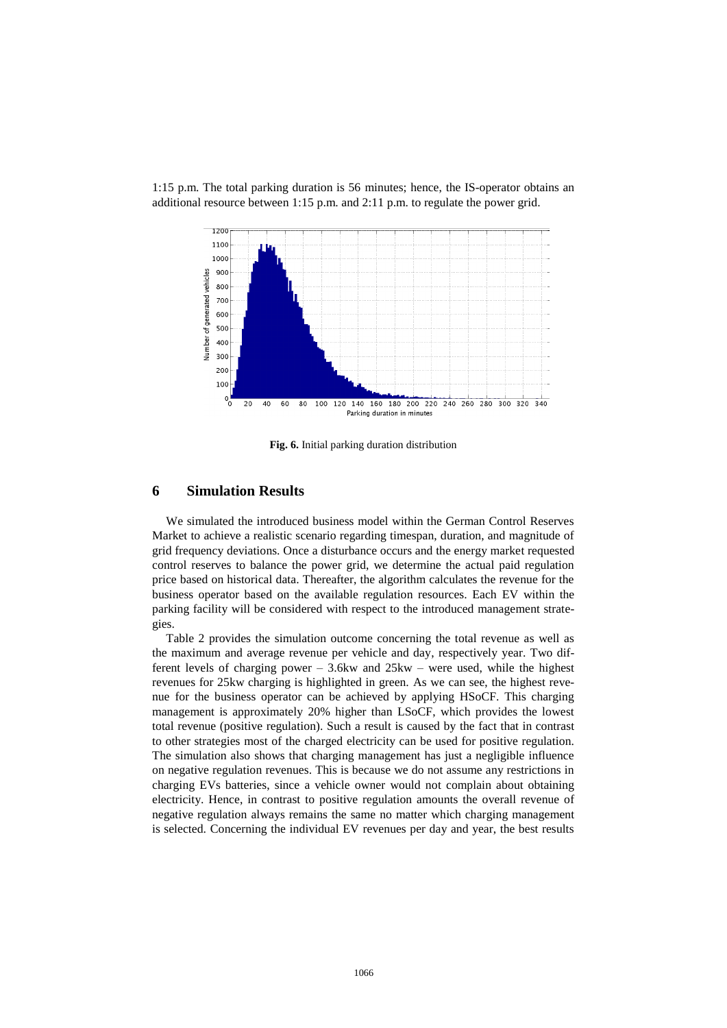1:15 p.m. The total parking duration is 56 minutes; hence, the IS-operator obtains an additional resource between 1:15 p.m. and 2:11 p.m. to regulate the power grid.

**Fig. 6.** Initial parking duration distribution

## 6 Simulation Results

We simulated the introduced business model within the German Control Reserves Market to achieve a realistic scenario regarding timespan, duration, and magnitude of grid frequency deviations. Once a disturbance occurs and the energy market requested control reserves to balance the power grid, we determine the actual paid regulation price based on historical data. Thereafter, the algorithm calculates the revenue for the business operator based on the available regulation resources. Each EV within the parking facility will be considered with respect to the introduced management strategies.

Table 2 provides the simulation outcome concerning the total revenue as well as the maximum and average revenue per vehicle and day, respectively year. Two different levels of charging power – 3.6kw and 25kw – were used, while the highest revenues for 25kw charging is highlighted in green. As we can see, the highest revenue for the business operator can be achieved by applying HSoCF. This charging management is approximately 20% higher than LSoCF, which provides the lowest total revenue (positive regulation). Such a result is caused by the fact that in contrast to other strategies most of the charged electricity can be used for positive regulation. The simulation also shows that charging management has just a negligible influence on negative regulation revenues. This is because we do not assume any restrictions in charging EVs batteries, since a vehicle owner would not complain about obtaining electricity. Hence, in contrast to positive regulation amounts the overall revenue of negative regulation always remains the same no matter which charging management is selected. Concerning the individual EV revenues per day and year, the best results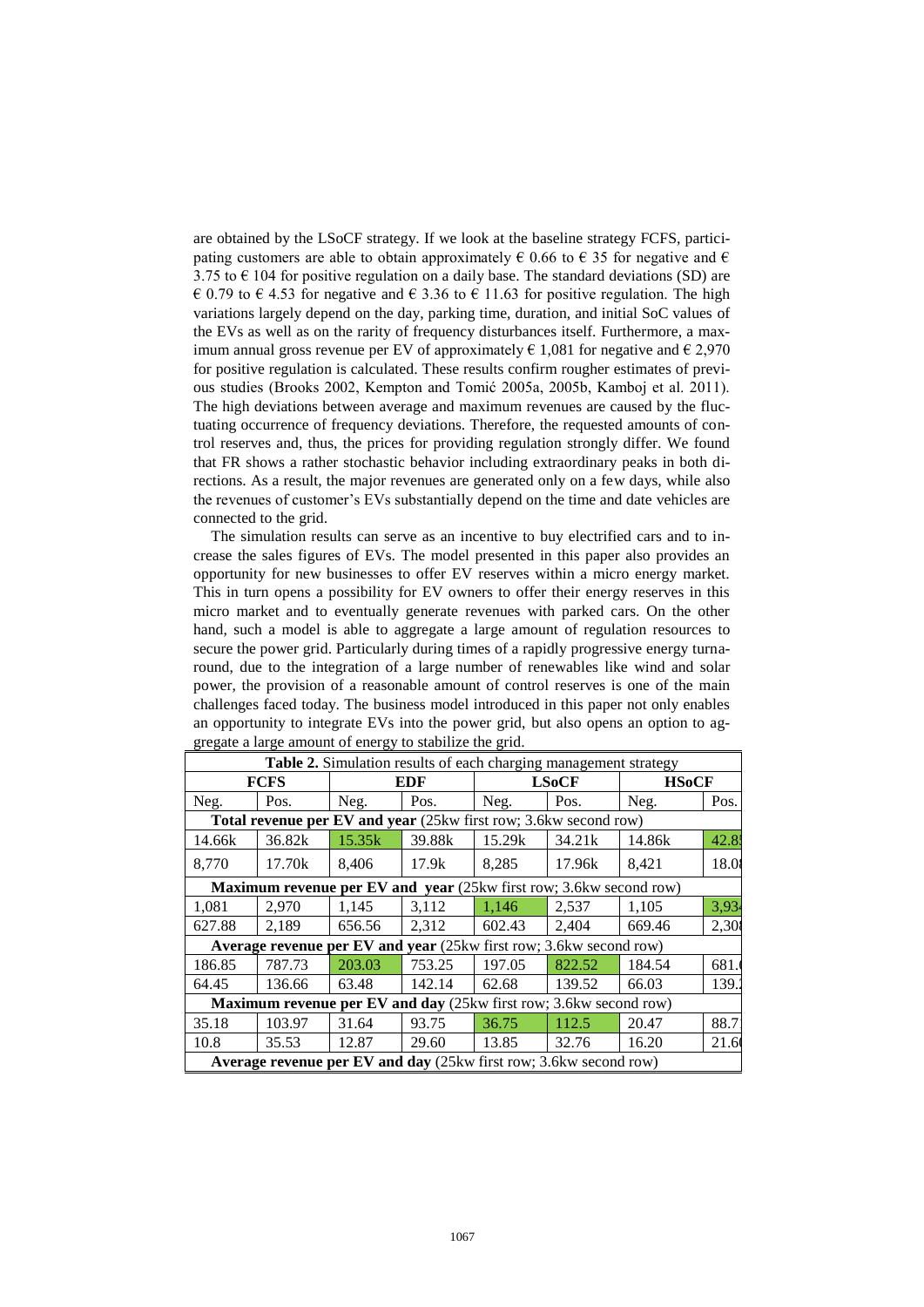are obtained by the LSoCF strategy. If we look at the baseline strategy FCFS, participating customers are able to obtain approximately € 0.66 to € 35 for negative and € 3.75 to € 104 for positive regulation on a daily base. The standard deviations (SD) are € 0.79 to € 4.53 for negative and € 3.36 to € 11.63 for positive regulation. The high variations largely depend on the day, parking time, duration, and initial SoC values of the EVs as well as on the rarity of frequency disturbances itself. Furthermore, a maximum annual gross revenue per EV of approximately € 1,081 for negative and € 2,970 for positive regulation is calculated. These results confirm rougher estimates of previous studies (Brooks 2002, Kempton and Tomić 2005a, 2005b, Kamboj et al. 2011). The high deviations between average and maximum revenues are caused by the fluctuating occurrence of frequency deviations. Therefore, the requested amounts of control reserves and, thus, the prices for providing regulation strongly differ. We found that FR shows a rather stochastic behavior including extraordinary peaks in both directions. As a result, the major revenues are generated only on a few days, while also the revenues of customer's EVs substantially depend on the time and date vehicles are connected to the grid.

The simulation results can serve as an incentive to buy electrified cars and to increase the sales figures of EVs. The model presented in this paper also provides an opportunity for new businesses to offer EV reserves within a micro energy market. This in turn opens a possibility for EV owners to offer their energy reserves in this micro market and to eventually generate revenues with parked cars. On the other hand, such a model is able to aggregate a large amount of regulation resources to secure the power grid. Particularly during times of a rapidly progressive energy turnaround, due to the integration of a large number of renewables like wind and solar power, the provision of a reasonable amount of control reserves is one of the main challenges faced today. The business model introduced in this paper not only enables an opportunity to integrate EVs into the power grid, but also opens an option to aggregate a large amount of energy to stabilize the grid.

**Table 2.** Simulation results of each charging management strategy

| FCFS | | EDF | | LSoCF | | HSoCF | |
|---|---|---|---|---|---|---|---|
| Neg. | Pos. | Neg. | Pos. | Neg. | Pos. | Neg. | Pos. |
| **Total revenue per EV and year** (25kw first row; 3.6kw second row) | | | | | | | |
| 14.66k | 36.82k | 15.35k | 39.88k | 15.29k | 34.21k | 14.86k | 42.8 |
| 8,770 | 17.70k | 8,406 | 17.9k | 8,285 | 17.96k | 8,421 | 18.0 |
| **Maximum revenue per EV and year** (25kw first row; 3.6kw second row) | | | | | | | |
| 1,081 | 2,970 | 1,145 | 3,112 | 1,146 | 2,537 | 1,105 | 3,93 |
| 627.88 | 2,189 | 656.56 | 2,312 | 602.43 | 2,404 | 669.46 | 2,30 |
| **Average revenue per EV and year** (25kw first row; 3.6kw second row) | | | | | | | |
| 186.85 | 787.73 | 203.03 | 753.25 | 197.05 | 822.52 | 184.54 | 681. |
| 64.45 | 136.66 | 63.48 | 142.14 | 62.68 | 139.52 | 66.03 | 139. |
| **Maximum revenue per EV and day** (25kw first row; 3.6kw second row) | | | | | | | |
| 35.18 | 103.97 | 31.64 | 93.75 | 36.75 | 112.5 | 20.47 | 88.7 |
| 10.8 | 35.53 | 12.87 | 29.60 | 13.85 | 32.76 | 16.20 | 21.6 |
| **Average revenue per EV and day** (25kw first row; 3.6kw second row) | | | | | | | |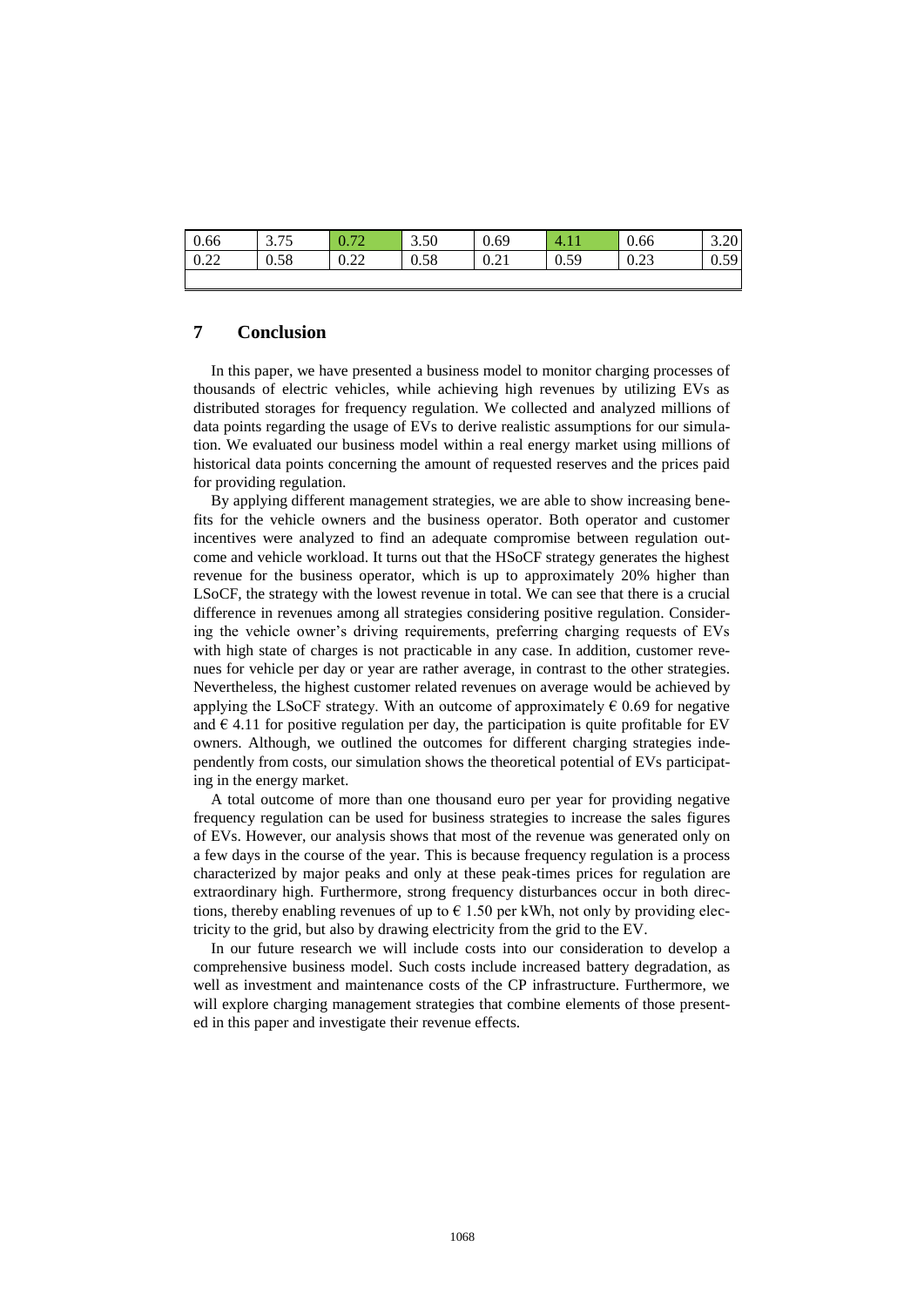| 0.66 | 3.75 | 0.72 | 3.50 | 0.69 | 4.11 | 0.66 | 3.20 |
|---|---|---|---|---|---|---|---|
| 0.22 | 0.58 | 0.22 | 0.58 | 0.21 | 0.59 | 0.23 | 0.59 |

## 7 Conclusion

In this paper, we have presented a business model to monitor charging processes of thousands of electric vehicles, while achieving high revenues by utilizing EVs as distributed storages for frequency regulation. We collected and analyzed millions of data points regarding the usage of EVs to derive realistic assumptions for our simulation. We evaluated our business model within a real energy market using millions of historical data points concerning the amount of requested reserves and the prices paid for providing regulation.

By applying different management strategies, we are able to show increasing benefits for the vehicle owners and the business operator. Both operator and customer incentives were analyzed to find an adequate compromise between regulation outcome and vehicle workload. It turns out that the HSoCF strategy generates the highest revenue for the business operator, which is up to approximately 20% higher than LSoCF, the strategy with the lowest revenue in total. We can see that there is a crucial difference in revenues among all strategies considering positive regulation. Considering the vehicle owner's driving requirements, preferring charging requests of EVs with high state of charges is not practicable in any case. In addition, customer revenues for vehicle per day or year are rather average, in contrast to the other strategies. Nevertheless, the highest customer related revenues on average would be achieved by applying the LSoCF strategy. With an outcome of approximately € 0.69 for negative and € 4.11 for positive regulation per day, the participation is quite profitable for EV owners. Although, we outlined the outcomes for different charging strategies independently from costs, our simulation shows the theoretical potential of EVs participating in the energy market.

A total outcome of more than one thousand euro per year for providing negative frequency regulation can be used for business strategies to increase the sales figures of EVs. However, our analysis shows that most of the revenue was generated only on a few days in the course of the year. This is because frequency regulation is a process characterized by major peaks and only at these peak-times prices for regulation are extraordinary high. Furthermore, strong frequency disturbances occur in both directions, thereby enabling revenues of up to € 1.50 per kWh, not only by providing electricity to the grid, but also by drawing electricity from the grid to the EV.

In our future research we will include costs into our consideration to develop a comprehensive business model. Such costs include increased battery degradation, as well as investment and maintenance costs of the CP infrastructure. Furthermore, we will explore charging management strategies that combine elements of those presented in this paper and investigate their revenue effects.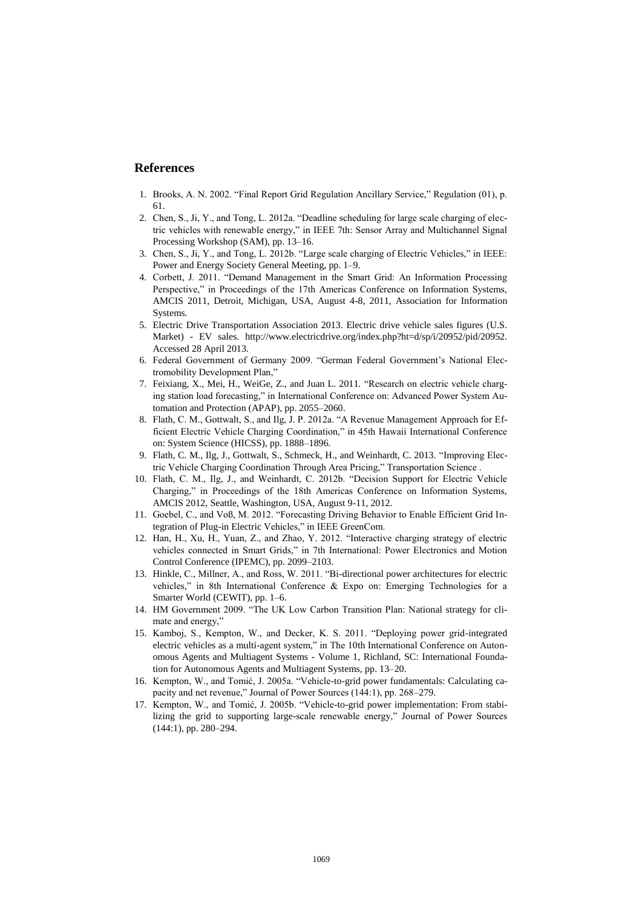## References

1. Brooks, A. N. 2002. "Final Report Grid Regulation Ancillary Service," Regulation (01), p. 61.
2. Chen, S., Ji, Y., and Tong, L. 2012a. "Deadline scheduling for large scale charging of electric vehicles with renewable energy," in IEEE 7th: Sensor Array and Multichannel Signal Processing Workshop (SAM), pp. 13–16.
3. Chen, S., Ji, Y., and Tong, L. 2012b. "Large scale charging of Electric Vehicles," in IEEE: Power and Energy Society General Meeting, pp. 1–9.
4. Corbett, J. 2011. "Demand Management in the Smart Grid: An Information Processing Perspective," in Proceedings of the 17th Americas Conference on Information Systems, AMCIS 2011, Detroit, Michigan, USA, August 4-8, 2011, Association for Information Systems.
5. Electric Drive Transportation Association 2013. Electric drive vehicle sales figures (U.S. Market) - EV sales. http://www.electricdrive.org/index.php?ht=d/sp/i/20952/pid/20952. Accessed 28 April 2013.
6. Federal Government of Germany 2009. "German Federal Government's National Electromobility Development Plan,"
7. Feixiang, X., Mei, H., WeiGe, Z., and Juan L. 2011. "Research on electric vehicle charging station load forecasting," in International Conference on: Advanced Power System Automation and Protection (APAP), pp. 2055–2060.
8. Flath, C. M., Gottwalt, S., and Ilg, J. P. 2012a. "A Revenue Management Approach for Efficient Electric Vehicle Charging Coordination," in 45th Hawaii International Conference on: System Science (HICSS), pp. 1888–1896.
9. Flath, C. M., Ilg, J., Gottwalt, S., Schmeck, H., and Weinhardt, C. 2013. "Improving Electric Vehicle Charging Coordination Through Area Pricing," Transportation Science .
10. Flath, C. M., Ilg, J., and Weinhardt, C. 2012b. "Decision Support for Electric Vehicle Charging," in Proceedings of the 18th Americas Conference on Information Systems, AMCIS 2012, Seattle, Washington, USA, August 9-11, 2012.
11. Goebel, C., and Voß, M. 2012. "Forecasting Driving Behavior to Enable Efficient Grid Integration of Plug-in Electric Vehicles," in IEEE GreenCom.
12. Han, H., Xu, H., Yuan, Z., and Zhao, Y. 2012. "Interactive charging strategy of electric vehicles connected in Smart Grids," in 7th International: Power Electronics and Motion Control Conference (IPEMC), pp. 2099–2103.
13. Hinkle, C., Millner, A., and Ross, W. 2011. "Bi-directional power architectures for electric vehicles," in 8th International Conference & Expo on: Emerging Technologies for a Smarter World (CEWIT), pp. 1–6.
14. HM Government 2009. "The UK Low Carbon Transition Plan: National strategy for climate and energy,"
15. Kamboj, S., Kempton, W., and Decker, K. S. 2011. "Deploying power grid-integrated electric vehicles as a multi-agent system," in The 10th International Conference on Autonomous Agents and Multiagent Systems - Volume 1, Richland, SC: International Foundation for Autonomous Agents and Multiagent Systems, pp. 13–20.
16. Kempton, W., and Tomić, J. 2005a. "Vehicle-to-grid power fundamentals: Calculating capacity and net revenue," Journal of Power Sources (144:1), pp. 268–279.
17. Kempton, W., and Tomić, J. 2005b. "Vehicle-to-grid power implementation: From stabilizing the grid to supporting large-scale renewable energy," Journal of Power Sources (144:1), pp. 280–294.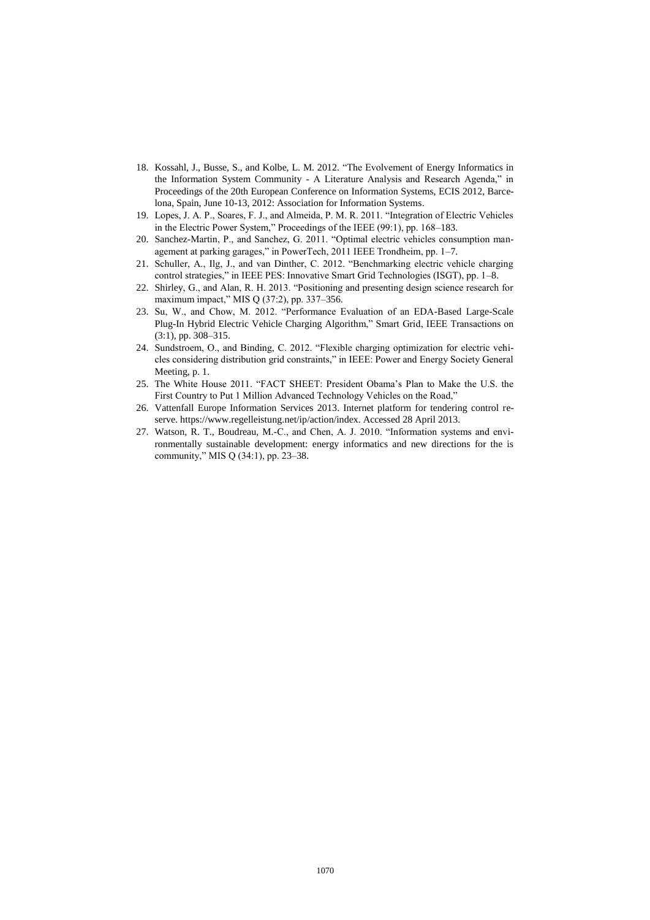18. Kossahl, J., Busse, S., and Kolbe, L. M. 2012. "The Evolvement of Energy Informatics in the Information System Community - A Literature Analysis and Research Agenda," in Proceedings of the 20th European Conference on Information Systems, ECIS 2012, Barcelona, Spain, June 10-13, 2012: Association for Information Systems.
19. Lopes, J. A. P., Soares, F. J., and Almeida, P. M. R. 2011. "Integration of Electric Vehicles in the Electric Power System," Proceedings of the IEEE (99:1), pp. 168–183.
20. Sanchez-Martin, P., and Sanchez, G. 2011. "Optimal electric vehicles consumption management at parking garages," in PowerTech, 2011 IEEE Trondheim, pp. 1–7.
21. Schuller, A., Ilg, J., and van Dinther, C. 2012. "Benchmarking electric vehicle charging control strategies," in IEEE PES: Innovative Smart Grid Technologies (ISGT), pp. 1–8.
22. Shirley, G., and Alan, R. H. 2013. "Positioning and presenting design science research for maximum impact," MIS Q (37:2), pp. 337–356.
23. Su, W., and Chow, M. 2012. "Performance Evaluation of an EDA-Based Large-Scale Plug-In Hybrid Electric Vehicle Charging Algorithm," Smart Grid, IEEE Transactions on (3:1), pp. 308–315.
24. Sundstroem, O., and Binding, C. 2012. "Flexible charging optimization for electric vehicles considering distribution grid constraints," in IEEE: Power and Energy Society General Meeting, p. 1.
25. The White House 2011. "FACT SHEET: President Obama's Plan to Make the U.S. the First Country to Put 1 Million Advanced Technology Vehicles on the Road,"
26. Vattenfall Europe Information Services 2013. Internet platform for tendering control reserve. https://www.regelleistung.net/ip/action/index. Accessed 28 April 2013.
27. Watson, R. T., Boudreau, M.-C., and Chen, A. J. 2010. "Information systems and environmentally sustainable development: energy informatics and new directions for the is community," MIS Q (34:1), pp. 23–38.